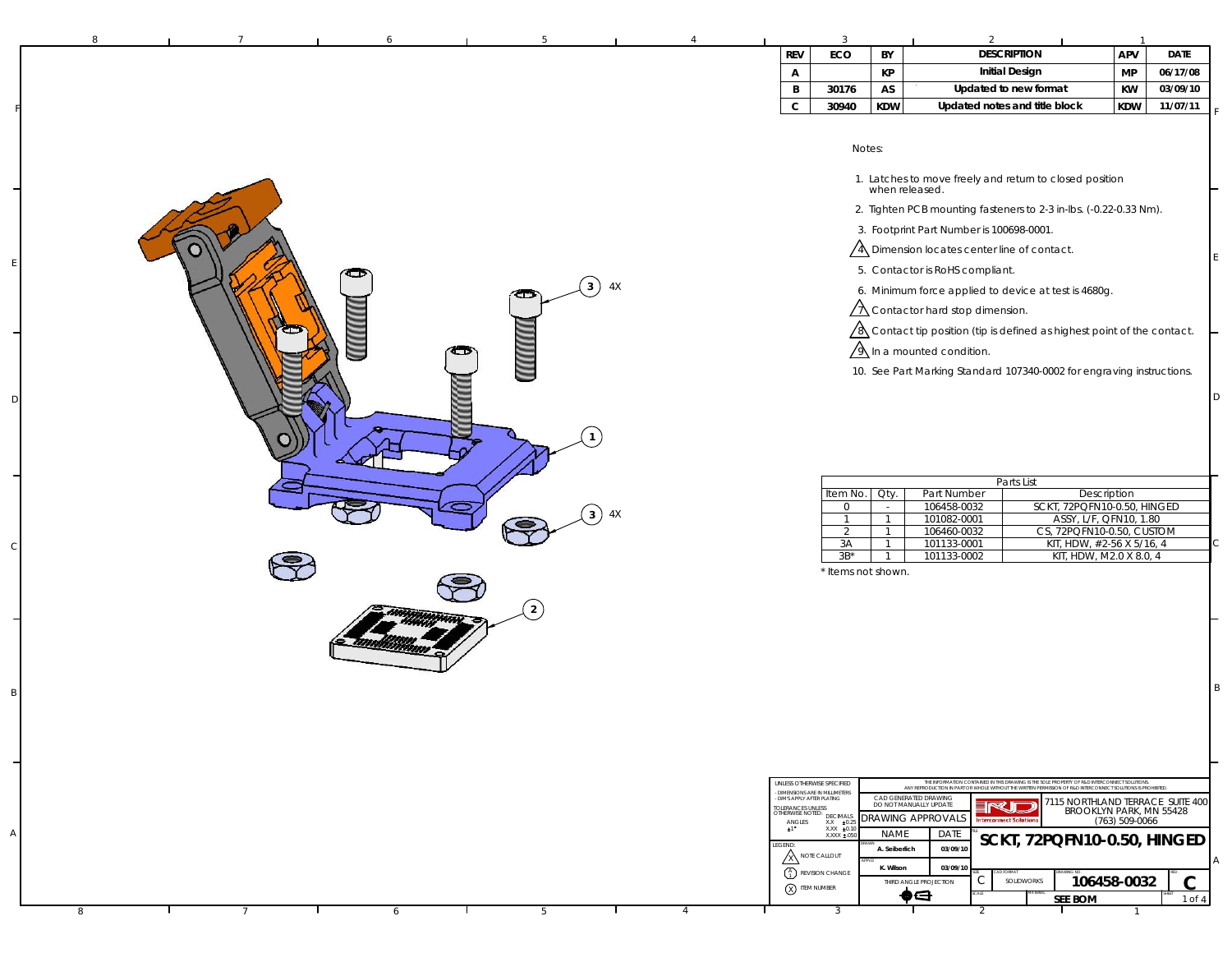| REV | ECO | BY | DESCRIPTION | APV | DATE |
|---|---|---|---|---|---|
| A | | KP | Initial Design | MP | 06/17/08 |
| B | 30176 | AS | Updated to new format | KW | 03/09/10 |
| C | 30940 | KDW | Updated notes and title block | KDW | 11/07/11 |

Notes:

1. Latches to move freely and return to closed position when released.
2. Tighten PCB mounting fasteners to 2-3 in-lbs. (~0.22-0.33 Nm).
3. Footprint Part Number is 100698-0001.
4. Dimension locates center line of contact.
5. Contactor is RoHS compliant.
6. Minimum force applied to device at test is 4680g.
7. Contactor hard stop dimension.
8. Contact tip position (tip is defined as highest point of the contact.
9. In a mounted condition.
10. See Part Marking Standard 107340-0002 for engraving instructions.

3 4X

1

3 4X

2

| Parts List | | | |
|---|---|---|---|
| Item No. | Qty. | Part Number | Description |
| 0 | - | 106458-0032 | SCKT, 72PQFN10-0.50, HINGED |
| 1 | 1 | 101082-0001 | ASSY, L/F, QFN10, 1.80 |
| 2 | 1 | 106460-0032 | CS, 72PQFN10-0.50, CUSTOM |
| 3A | 1 | 101133-0001 | KIT, HDW, #2-56 X 5/16, 4 |
| 3B* | 1 | 101133-0002 | KIT, HDW, M2.0 X 8.0, 4 |

\* Items not shown.

UNLESS OTHERWISE SPECIFIED
- DIMENSIONS ARE IN MILLIMETERS
- DIM'S APPLY AFTER PLATING
TOLERANCES UNLESS OTHERWISE NOTED: ANGLES ±1° DECIMALS X.X ±0.25 X.XX ±0.10 X.XXX ±.050

LEGEND: NOTE CALLOUT; REVISION CHANGE; ITEM NUMBER

THE INFORMATION CONTAINED IN THIS DRAWING IS THE SOLE PROPERTY OF R&D INTERCONNECT SOLUTIONS. ANY REPRODUCTION IN PART OR WHOLE WITHOUT THE WRITTEN PERMISSION OF R&D INTERCONNECT SOLUTIONS IS PROHIBITED.

CAD GENERATED DRAWING DO NOT MANUALLY UPDATE

DRAWING APPROVALS

| | NAME | DATE |
|---|---|---|
| DRAWN | A. Seiberlich | 03/09/10 |
| APPVD | K. Wilson | 03/09/10 |

THIRD ANGLE PROJECTION

R&D Interconnect Solutions

7115 NORTHLAND TERRACE SUITE 400
BROOKLYN PARK, MN 55428
(763) 509-0066

**SCKT, 72PQFN10-0.50, HINGED**

SIZE: C | CAD FORMAT: SOLIDWORKS | DRAWING NO.: 106458-0032 | REV.: C

MATERIAL: SEE BOM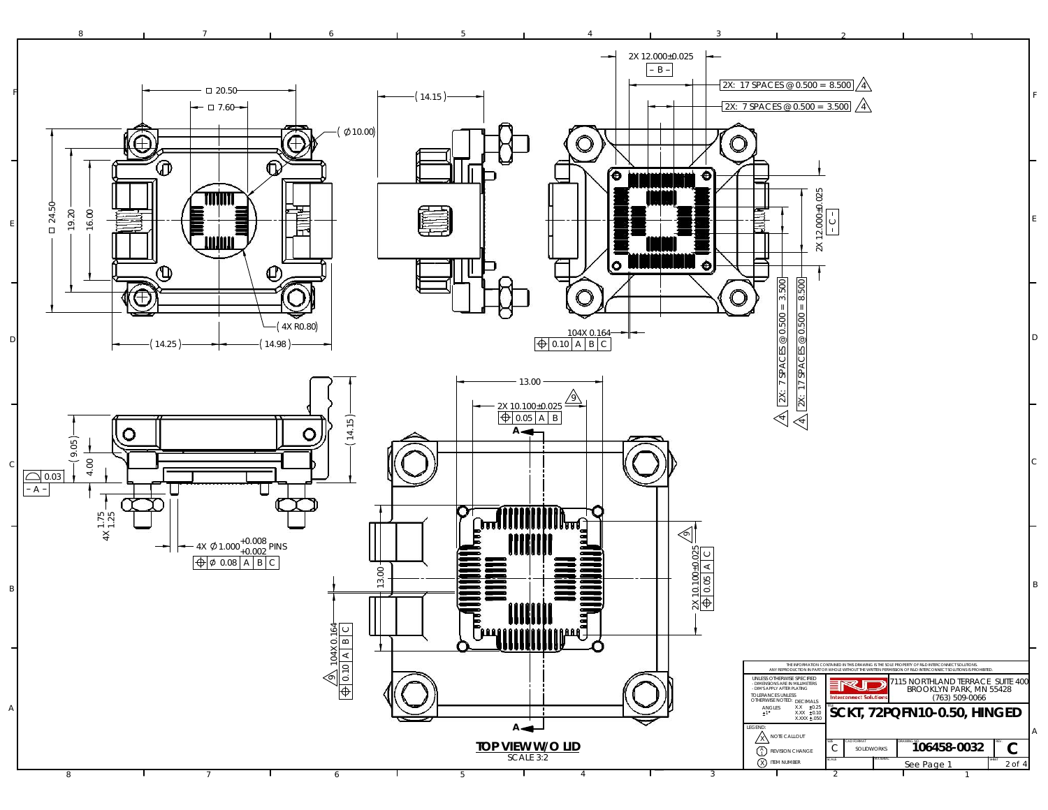□ 20.50

□ 7.60

(Ø10.00)

□ 24.50

19.20

16.00

(4X R0.80)

(14.25)

(14.98)

(14.15)

2X 12.000±0.025

– B –

2X: 17 SPACES @ 0.500 = 8.500 ⚠4

2X: 7 SPACES @ 0.500 = 3.500 ⚠4

2X 12.000±0.025

– C –

2X: 7 SPACES @ 0.500 = 3.500 ⚠4

2X: 17 SPACES @ 0.500 = 8.500 ⚠4

104X 0.164

⌖ 0.10 | A | B | C

(9.05)

4.00

⌓ 0.03

– A –

4X 1.75

1.25

4X Ø1.000 $^{+0.008}_{+0.002}$ PINS

⌖ Ø 0.08 | A | B | C

(14.15)

13.00

⚠9

2X 10.100±0.025

⌖ 0.05 | A | B

A

13.00

⚠9

2X 10.100±0.025

⌖ 0.05 | A | C

104X 0.164

⚠9

⌖ 0.10 | A | B | C

A

**TOP VIEW W/O LID**

SCALE 3:2

THE INFORMATION CONTAINED IN THIS DRAWING IS THE SOLE PROPERTY OF R&D INTERCONNECT SOLUTIONS. ANY REPRODUCTION IN PART OR WHOLE WITHOUT THE WRITTEN PERMISSION OF R&D INTERCONNECT SOLUTIONS IS PROHIBITED.

UNLESS OTHERWISE SPECIFIED
- DIMENSIONS ARE IN MILLIMETERS
- DIMS APPLY AFTER PLATING

TOLERANCES UNLESS OTHERWISE NOTED: DECIMALS

ANGLES ±1° | X.X ±0.25 | X.XX ±0.10 | X.XXX ±.050

LEGEND:
- Ⓧ NOTE CALLOUT
- Ⓧ REVISION CHANGE
- Ⓧ ITEM NUMBER

R&D Interconnect Solutions

7115 NORTHLAND TERRACE SUITE 400
BROOKLYN PARK, MN 55428
(763) 509-0066

**SCKT, 72PQFN10-0.50, HINGED**

| SIZE | CAD FORMAT | DRAWING NO. | REV. |
|---|---|---|---|
| C | SOLIDWORKS | 106458-0032 | C |

SCALE | MATERIAL: See Page 1 | SHEET 2 of 4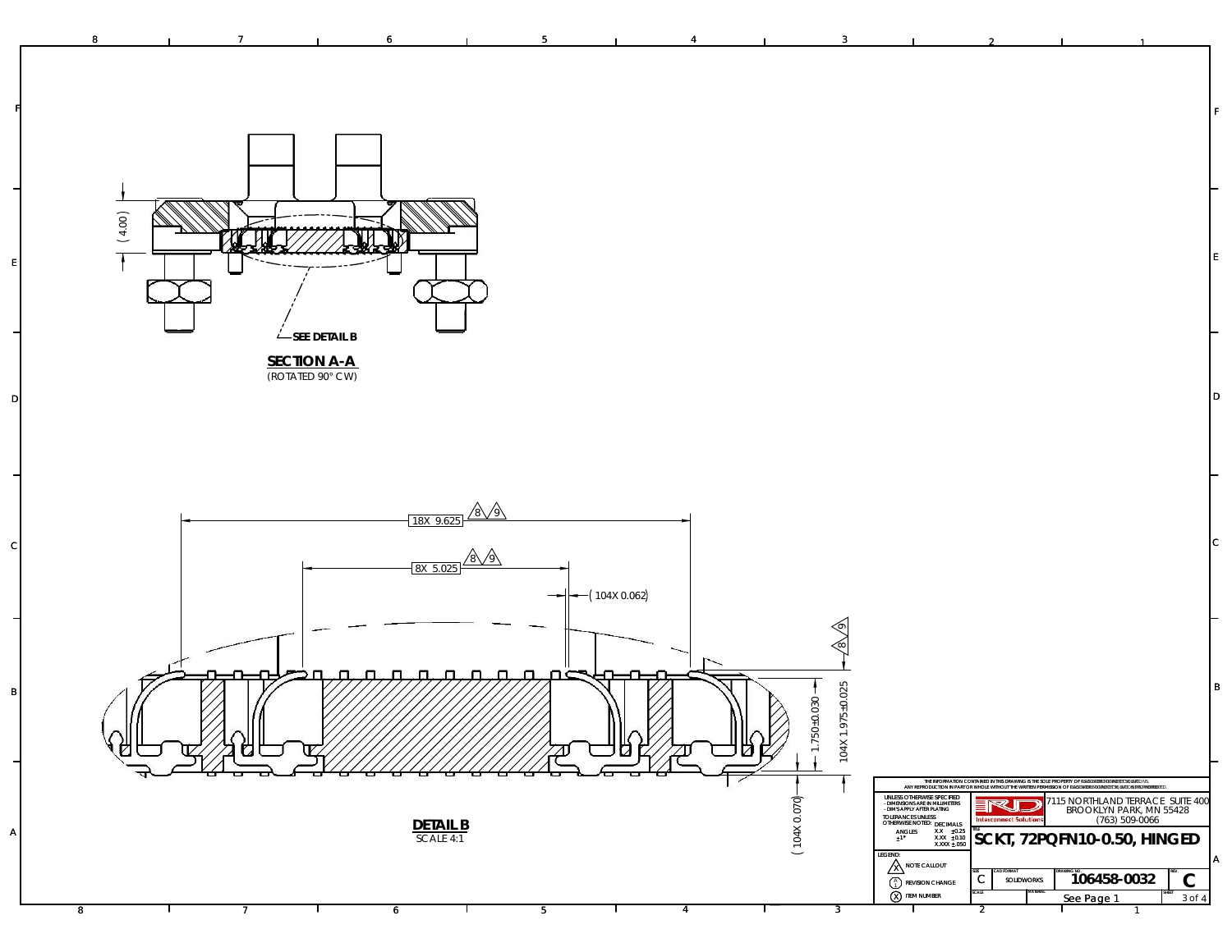(4.00)

SEE DETAIL B

**SECTION A-A**
(ROTATED 90° CW)

18X 9.625 (8) (9)

8X 5.025 (8) (9)

(104X 0.062)

(8) (9)

1.750±0.030

104X 1.975±0.025

(104X 0.070)

**DETAIL B**
SCALE 4:1

THE INFORMATION CONTAINED IN THIS DRAWING IS THE SOLE PROPERTY OF RD INTERCONNECT SOLUTIONS. ANY REPRODUCTION IN PART OR WHOLE WITHOUT THE WRITTEN PERMISSION OF RD INTERCONNECT SOLUTIONS IS PROHIBITED.

UNLESS OTHERWISE SPECIFIED
- DIMENSIONS ARE IN MILLIMETERS
- DIM'S APPLY AFTER PLATING

TOLERANCES UNLESS OTHERWISE NOTED:

| ANGLES | DECIMALS | |
|---|---|---|
| ±1° | X.X | ±0.25 |
| | X.XX | ±0.10 |
| | X.XXX | ±.050 |

LEGEND:
- (X) NOTE CALLOUT
- (A) REVISION CHANGE
- (X) ITEM NUMBER

RD Interconnect Solutions
7115 NORTHLAND TERRACE SUITE 400
BROOKLYN PARK, MN 55428
(763) 509-0066

TITLE: **SCKT, 72PQFN10-0.50, HINGED**

| SIZE | CAD FORMAT | DRAWING NO. | REV. |
|---|---|---|---|
| C | SOLIDWORKS | 106458-0032 | C |

SCALE | MATERIAL: See Page 1 | SHEET 3 of 4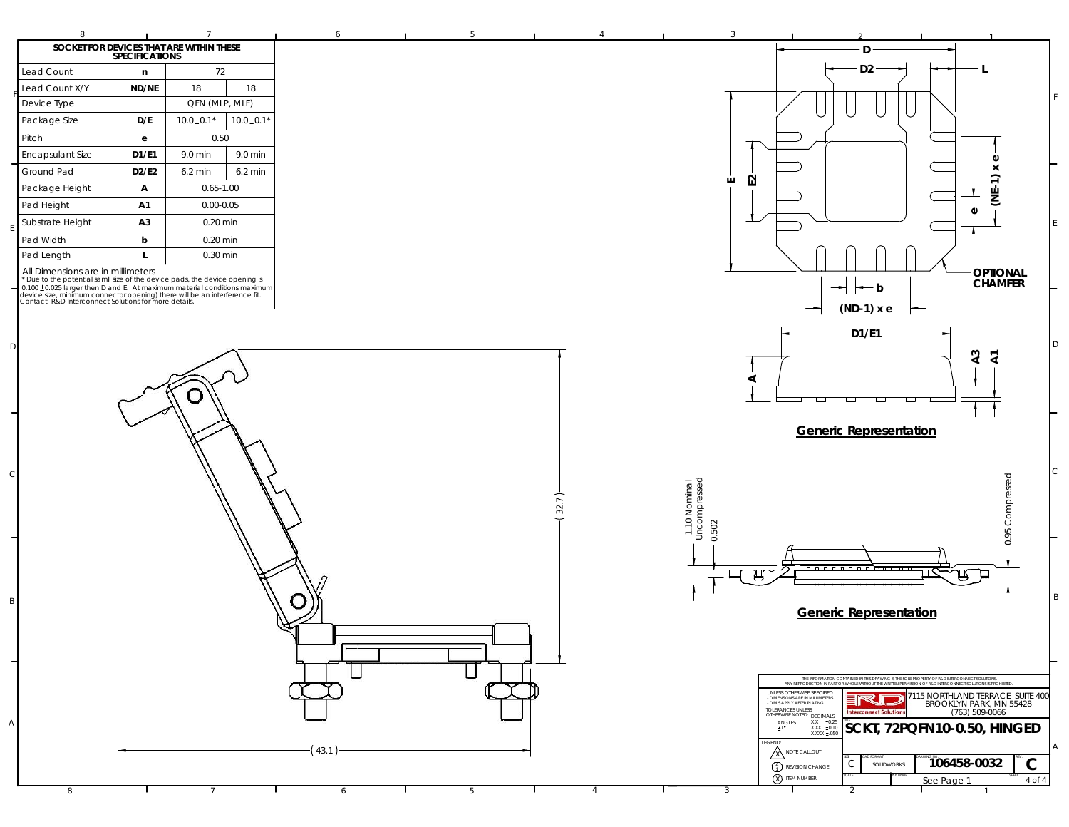| SOCKET FOR DEVICES THAT ARE WITHIN THESE SPECIFICATIONS | | | |
|---|---|---|---|
| Lead Count | n | 72 | |
| Lead Count X/Y | ND/NE | 18 | 18 |
| Device Type | | QFN (MLP, MLF) | |
| Package Size | D/E | 10.0±0.1* | 10.0±0.1* |
| Pitch | e | 0.50 | |
| Encapsulant Size | D1/E1 | 9.0 min | 9.0 min |
| Ground Pad | D2/E2 | 6.2 min | 6.2 min |
| Package Height | A | 0.65-1.00 | |
| Pad Height | A1 | 0.00-0.05 | |
| Substrate Height | A3 | 0.20 min | |
| Pad Width | b | 0.20 min | |
| Pad Length | L | 0.30 min | |

All Dimensions are in millimeters
\* Due to the potential samll size of the device pads, the device opening is 0.100±0.025 larger then D and E. At maximum material conditions maximum device size, minimum connector opening) there will be an interference fit. Contact R&D Interconnect Solutions for more details.

D
D2
L
E
E2
(NE-1) x e
e
b
(ND-1) x e
OPTIONAL CHAMFER
D1/E1
A
A3
A1

**Generic Representation**

1.10 Nominal Uncompressed
0.502
0.95 Compressed

**Generic Representation**

(32.7)
(43.1)

THE INFORMATION CONTAINED IN THIS DRAWING IS THE SOLE PROPERTY OF R&D INTERCONNECT SOLUTIONS. ANY REPRODUCTION IN PART OR WHOLE WITHOUT THE WRITTEN PERMISSION OF R&D INTERCONNECT SOLUTIONS IS PROHIBITED.

UNLESS OTHERWISE SPECIFIED
- DIMENSIONS ARE IN MILLIMETERS
- DIM'S APPLY AFTER PLATING
TOLERANCES UNLESS OTHERWISE NOTED: DECIMALS
ANGLES ±1° X.X ±0.25 X.XX ±0.10 X.XXX ±.050

LEGEND:
NOTE CALLOUT
REVISION CHANGE
ITEM NUMBER

R&D Interconnect Solutions
7115 NORTHLAND TERRACE SUITE 400
BROOKLYN PARK, MN 55428
(763) 509-0066

**SCKT, 72PQFN10-0.50, HINGED**

SIZE: C | CAD FORMAT: SOLIDWORKS | DRAWING NO: 106458-0032 | REV: C
MATERIAL: See Page 1